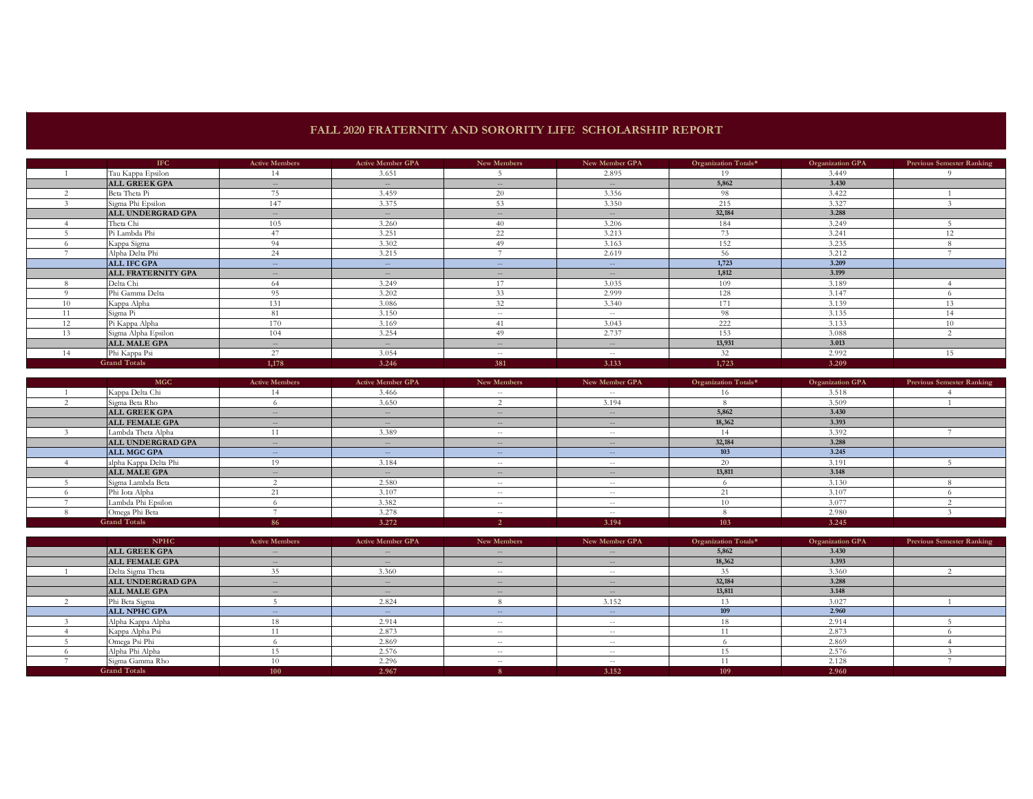# FALL 2020 FRATERNITY AND SORORITY LIFE SCHOLARSHIP REPORT

| | IFC | Active Members | Active Member GPA | New Members | New Member GPA | Organization Totals* | Organization GPA | Previous Semester Ranking |
|---|---|---|---|---|---|---|---|---|
| 1 | Tau Kappa Epsilon | 14 | 3.651 | 5 | 2.895 | 19 | 3.449 | 9 |
| | **ALL GREEK GPA** | -- | -- | -- | -- | **5,862** | **3.430** | |
| 2 | Beta Theta Pi | 75 | 3.459 | 20 | 3.356 | 98 | 3.422 | 1 |
| 3 | Sigma Phi Epsilon | 147 | 3.375 | 53 | 3.350 | 215 | 3.327 | 3 |
| | **ALL UNDERGRAD GPA** | -- | -- | -- | -- | **32,184** | **3.288** | |
| 4 | Theta Chi | 105 | 3.260 | 40 | 3.206 | 184 | 3.249 | 5 |
| 5 | Pi Lambda Phi | 47 | 3.251 | 22 | 3.213 | 73 | 3.241 | 12 |
| 6 | Kappa Sigma | 94 | 3.302 | 49 | 3.163 | 152 | 3.235 | 8 |
| 7 | Alpha Delta Phi | 24 | 3.215 | 7 | 2.619 | 56 | 3.212 | 7 |
| | **ALL IFC GPA** | -- | -- | -- | -- | **1,723** | **3.209** | |
| | **ALL FRATERNITY GPA** | -- | -- | -- | -- | **1,812** | **3.199** | |
| 8 | Delta Chi | 64 | 3.249 | 17 | 3.035 | 109 | 3.189 | 4 |
| 9 | Phi Gamma Delta | 95 | 3.202 | 33 | 2.999 | 128 | 3.147 | 6 |
| 10 | Kappa Alpha | 131 | 3.086 | 32 | 3.340 | 171 | 3.139 | 13 |
| 11 | Sigma Pi | 81 | 3.150 | -- | -- | 98 | 3.135 | 14 |
| 12 | Pi Kappa Alpha | 170 | 3.169 | 41 | 3.043 | 222 | 3.133 | 10 |
| 13 | Sigma Alpha Epsilon | 104 | 3.254 | 49 | 2.737 | 153 | 3.088 | 2 |
| | **ALL MALE GPA** | -- | -- | -- | -- | **13,931** | **3.013** | |
| 14 | Phi Kappa Psi | 27 | 3.054 | -- | -- | 32 | 2.992 | 15 |
| | **Grand Totals** | **1,178** | **3.246** | **381** | **3.133** | **1,723** | **3.209** | |

| | MGC | Active Members | Active Member GPA | New Members | New Member GPA | Organization Totals* | Organization GPA | Previous Semester Ranking |
|---|---|---|---|---|---|---|---|---|
| 1 | Kappa Delta Chi | 14 | 3.466 | -- | -- | 16 | 3.518 | 4 |
| 2 | Sigma Beta Rho | 6 | 3.650 | 2 | 3.194 | 8 | 3.509 | 1 |
| | **ALL GREEK GPA** | -- | -- | -- | -- | **5,862** | **3.430** | |
| | **ALL FEMALE GPA** | -- | -- | -- | -- | **18,362** | **3.393** | |
| 3 | Lambda Theta Alpha | 11 | 3.389 | -- | -- | 14 | 3.392 | 7 |
| | **ALL UNDERGRAD GPA** | -- | -- | -- | -- | **32,184** | **3.288** | |
| | **ALL MGC GPA** | -- | -- | -- | -- | **103** | **3.245** | |
| 4 | alpha Kappa Delta Phi | 19 | 3.184 | -- | -- | 20 | 3.191 | 5 |
| | **ALL MALE GPA** | -- | -- | -- | -- | **13,811** | **3.148** | |
| 5 | Sigma Lambda Beta | 2 | 2.580 | -- | -- | 6 | 3.130 | 8 |
| 6 | Phi Iota Alpha | 21 | 3.107 | -- | -- | 21 | 3.107 | 6 |
| 7 | Lambda Phi Epsilon | 6 | 3.382 | -- | -- | 10 | 3.077 | 2 |
| 8 | Omega Phi Beta | 7 | 3.278 | -- | -- | 8 | 2.980 | 3 |
| | **Grand Totals** | **86** | **3.272** | **2** | **3.194** | **103** | **3.245** | |

| | NPHC | Active Members | Active Member GPA | New Members | New Member GPA | Organization Totals* | Organization GPA | Previous Semester Ranking |
|---|---|---|---|---|---|---|---|---|
| | **ALL GREEK GPA** | -- | -- | -- | -- | **5,862** | **3.430** | |
| | **ALL FEMALE GPA** | -- | -- | -- | -- | **18,362** | **3.393** | |
| 1 | Delta Sigma Theta | 35 | 3.360 | -- | -- | 35 | 3.360 | 2 |
| | **ALL UNDERGRAD GPA** | -- | -- | -- | -- | **32,184** | **3.288** | |
| | **ALL MALE GPA** | -- | -- | -- | -- | **13,811** | **3.148** | |
| 2 | Phi Beta Sigma | 5 | 2.824 | 8 | 3.152 | 13 | 3.027 | 1 |
| | **ALL NPHC GPA** | -- | -- | -- | -- | **109** | **2.960** | |
| 3 | Alpha Kappa Alpha | 18 | 2.914 | -- | -- | 18 | 2.914 | 5 |
| 4 | Kappa Alpha Psi | 11 | 2.873 | -- | -- | 11 | 2.873 | 6 |
| 5 | Omega Psi Phi | 6 | 2.869 | -- | -- | 6 | 2.869 | 4 |
| 6 | Alpha Phi Alpha | 15 | 2.576 | -- | -- | 15 | 2.576 | 3 |
| 7 | Sigma Gamma Rho | 10 | 2.296 | -- | -- | 11 | 2.128 | 7 |
| | **Grand Totals** | **100** | **2.967** | **8** | **3.152** | **109** | **2.960** | |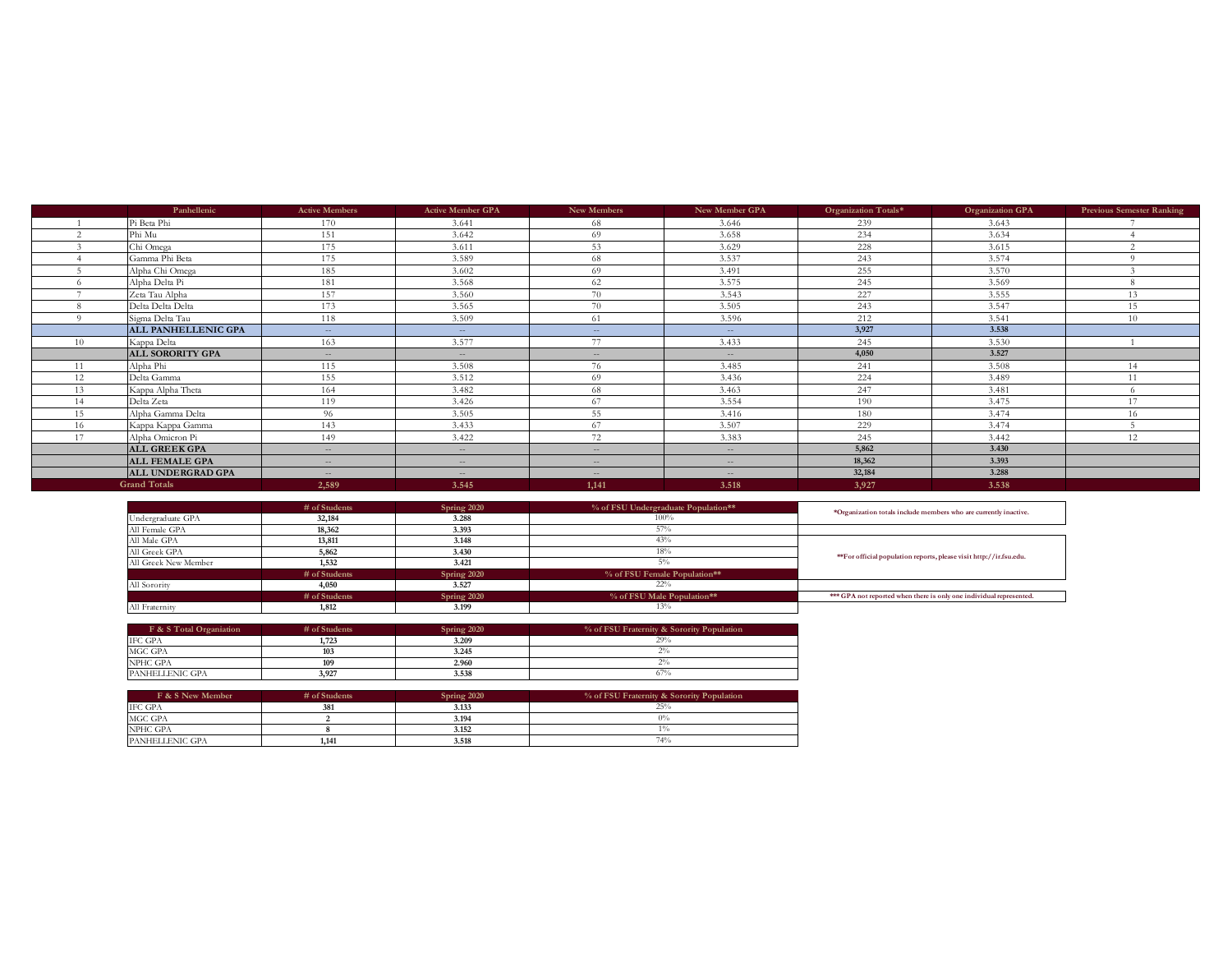| | Panhellenic | Active Members | Active Member GPA | New Members | New Member GPA | Organization Totals* | Organization GPA | Previous Semester Ranking |
|---|---|---|---|---|---|---|---|---|
| 1 | Pi Beta Phi | 170 | 3.641 | 68 | 3.646 | 239 | 3.643 | 7 |
| 2 | Phi Mu | 151 | 3.642 | 69 | 3.658 | 234 | 3.634 | 4 |
| 3 | Chi Omega | 175 | 3.611 | 53 | 3.629 | 228 | 3.615 | 2 |
| 4 | Gamma Phi Beta | 175 | 3.589 | 68 | 3.537 | 243 | 3.574 | 9 |
| 5 | Alpha Chi Omega | 185 | 3.602 | 69 | 3.491 | 255 | 3.570 | 3 |
| 6 | Alpha Delta Pi | 181 | 3.568 | 62 | 3.575 | 245 | 3.569 | 8 |
| 7 | Zeta Tau Alpha | 157 | 3.560 | 70 | 3.543 | 227 | 3.555 | 13 |
| 8 | Delta Delta Delta | 173 | 3.565 | 70 | 3.505 | 243 | 3.547 | 15 |
| 9 | Sigma Delta Tau | 118 | 3.509 | 61 | 3.596 | 212 | 3.541 | 10 |
| | **ALL PANHELLENIC GPA** | -- | -- | -- | -- | **3,927** | **3.538** | |
| 10 | Kappa Delta | 163 | 3.577 | 77 | 3.433 | 245 | 3.530 | 1 |
| | **ALL SORORITY GPA** | -- | -- | -- | -- | **4,050** | **3.527** | |
| 11 | Alpha Phi | 115 | 3.508 | 76 | 3.485 | 241 | 3.508 | 14 |
| 12 | Delta Gamma | 155 | 3.512 | 69 | 3.436 | 224 | 3.489 | 11 |
| 13 | Kappa Alpha Theta | 164 | 3.482 | 68 | 3.463 | 247 | 3.481 | 6 |
| 14 | Delta Zeta | 119 | 3.426 | 67 | 3.554 | 190 | 3.475 | 17 |
| 15 | Alpha Gamma Delta | 96 | 3.505 | 55 | 3.416 | 180 | 3.474 | 16 |
| 16 | Kappa Kappa Gamma | 143 | 3.433 | 67 | 3.507 | 229 | 3.474 | 5 |
| 17 | Alpha Omicron Pi | 149 | 3.422 | 72 | 3.383 | 245 | 3.442 | 12 |
| | **ALL GREEK GPA** | -- | -- | -- | -- | **5,862** | **3.430** | |
| | **ALL FEMALE GPA** | -- | -- | -- | -- | **18,362** | **3.393** | |
| | **ALL UNDERGRAD GPA** | -- | -- | -- | -- | **32,184** | **3.288** | |
| | **Grand Totals** | **2,589** | **3.545** | **1,141** | **3.518** | **3,927** | **3.538** | |

| | # of Students | Spring 2020 | % of FSU Undergraduate Population** |
|---|---|---|---|
| Undergraduate GPA | **32,184** | **3.288** | 100% |
| All Female GPA | **18,362** | **3.393** | 57% |
| All Male GPA | **13,811** | **3.148** | 43% |
| All Greek GPA | **5,862** | **3.430** | 18% |
| All Greek New Member | **1,532** | **3.421** | 5% |
| | **# of Students** | **Spring 2020** | **% of FSU Female Population**** |
| All Sorority | **4,050** | **3.527** | 22% |
| | **# of Students** | **Spring 2020** | **% of FSU Male Population**** |
| All Fraternity | **1,812** | **3.199** | 13% |

**\*Organization totals include members who are currently inactive.**

**\*\*For official population reports, please visit http://ir.fsu.edu.**

**\*\*\* GPA not reported when there is only one individual represented.**

| F & S Total Organiation | # of Students | Spring 2020 | % of FSU Fraternity & Sorority Population |
|---|---|---|---|
| IFC GPA | **1,723** | **3.209** | 29% |
| MGC GPA | **103** | **3.245** | 2% |
| NPHC GPA | **109** | **2.960** | 2% |
| PANHELLENIC GPA | **3,927** | **3.538** | 67% |

| F & S New Member | # of Students | Spring 2020 | % of FSU Fraternity & Sorority Population |
|---|---|---|---|
| IFC GPA | **381** | **3.133** | 25% |
| MGC GPA | **2** | **3.194** | 0% |
| NPHC GPA | **8** | **3.152** | 1% |
| PANHELLENIC GPA | **1,141** | **3.518** | 74% |